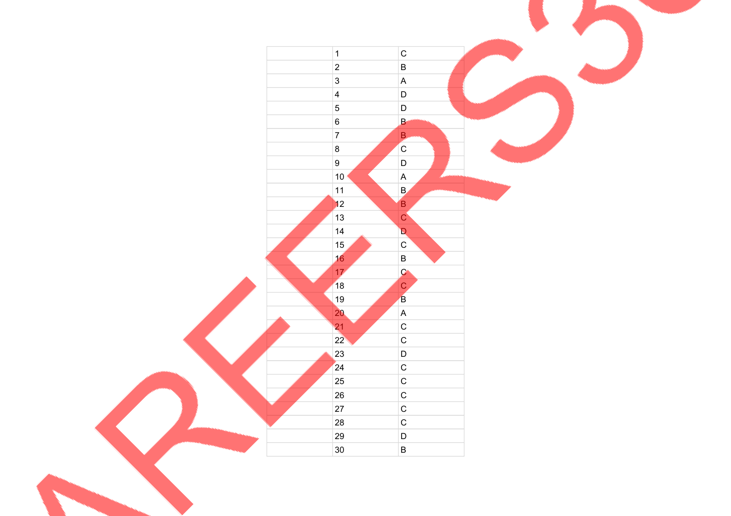|  | 1 | C |
| --- | --- | --- |
|  | 2 | B |
|  | 3 | A |
|  | 4 | D |
|  | 5 | D |
|  | 6 | B |
|  | 7 | B |
|  | 8 | C |
|  | 9 | D |
|  | 10 | A |
|  | 11 | B |
|  | 12 | B |
|  | 13 | C |
|  | 14 | D |
|  | 15 | C |
|  | 16 | B |
|  | 17 | C |
|  | 18 | C |
|  | 19 | B |
|  | 20 | A |
|  | 21 | C |
|  | 22 | C |
|  | 23 | D |
|  | 24 | C |
|  | 25 | C |
|  | 26 | C |
|  | 27 | C |
|  | 28 | C |
|  | 29 | D |
|  | 30 | B |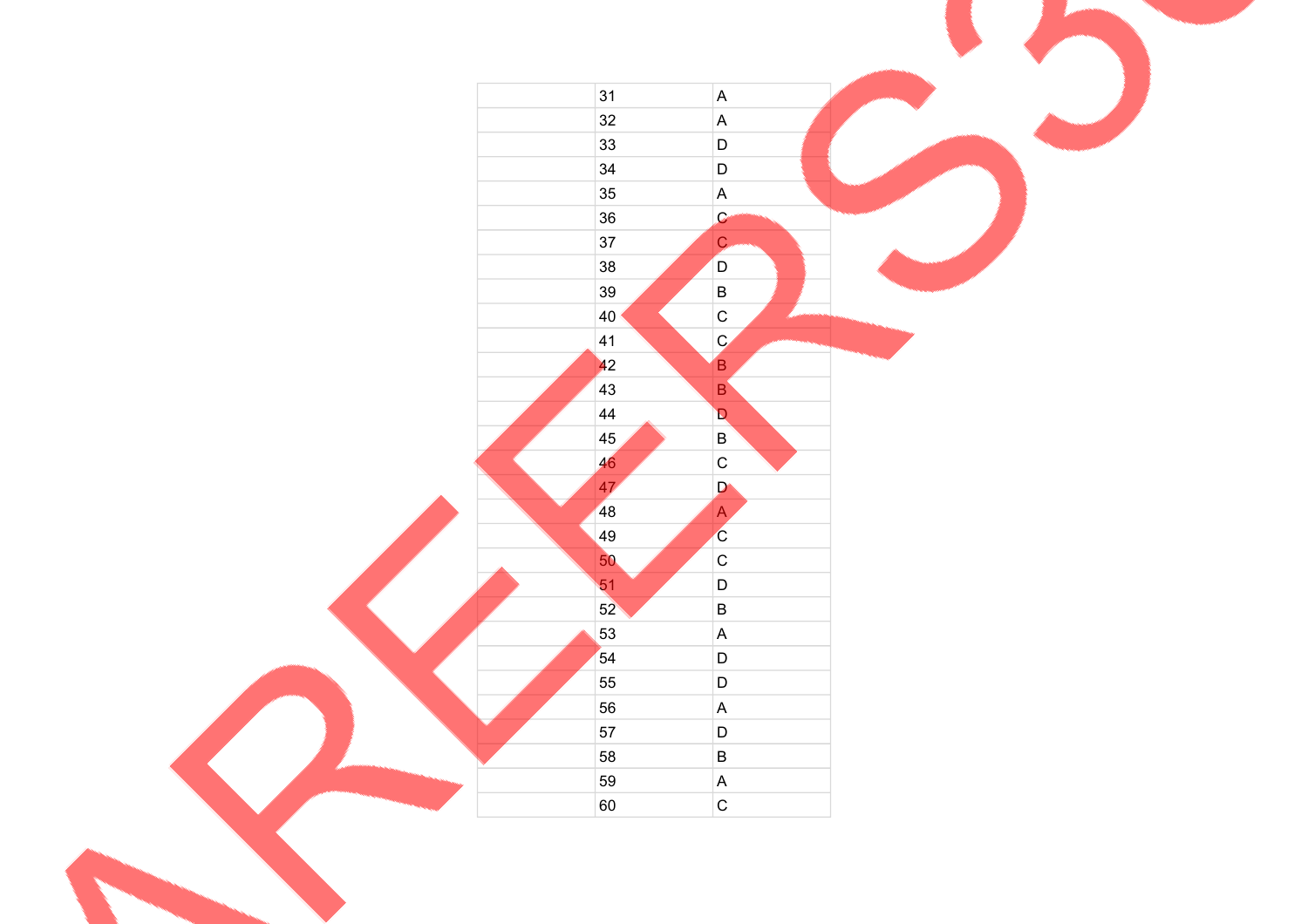| | | |
|---|---|---|
| | 31 | A |
| | 32 | A |
| | 33 | D |
| | 34 | D |
| | 35 | A |
| | 36 | C |
| | 37 | C |
| | 38 | D |
| | 39 | B |
| | 40 | C |
| | 41 | C |
| | 42 | B |
| | 43 | B |
| | 44 | D |
| | 45 | B |
| | 46 | C |
| | 47 | D |
| | 48 | A |
| | 49 | C |
| | 50 | C |
| | 51 | D |
| | 52 | B |
| | 53 | A |
| | 54 | D |
| | 55 | D |
| | 56 | A |
| | 57 | D |
| | 58 | B |
| | 59 | A |
| | 60 | C |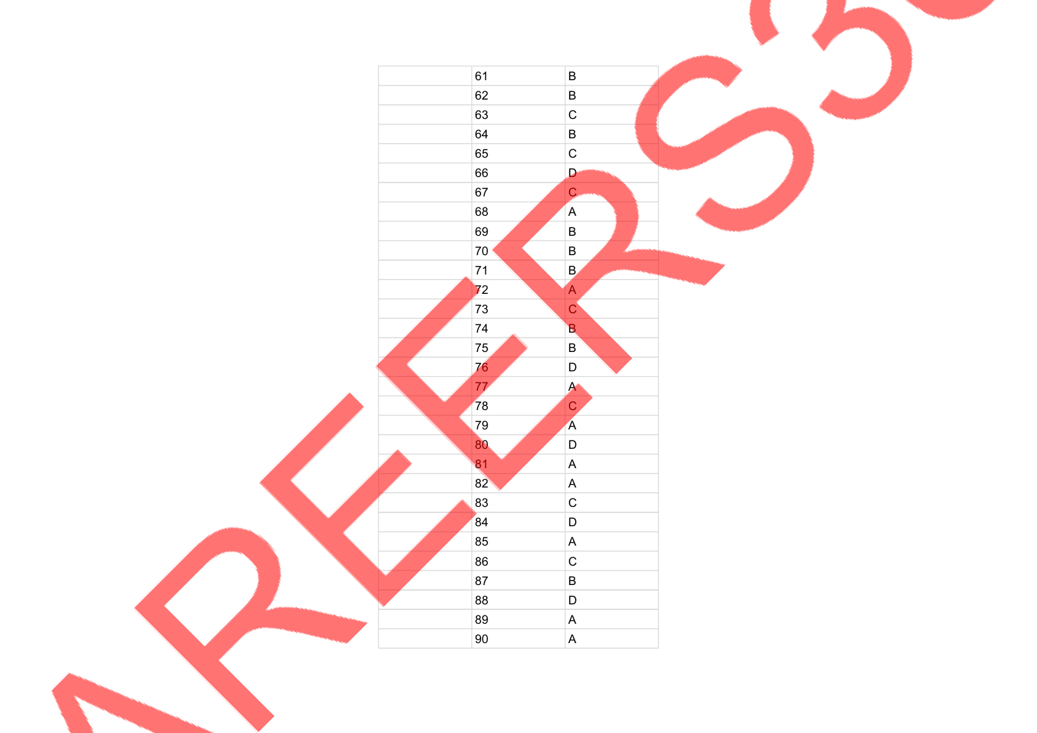| | | |
|---|---|---|
| | 61 | B |
| | 62 | B |
| | 63 | C |
| | 64 | B |
| | 65 | C |
| | 66 | D |
| | 67 | C |
| | 68 | A |
| | 69 | B |
| | 70 | B |
| | 71 | B |
| | 72 | A |
| | 73 | C |
| | 74 | B |
| | 75 | B |
| | 76 | D |
| | 77 | A |
| | 78 | C |
| | 79 | A |
| | 80 | D |
| | 81 | A |
| | 82 | A |
| | 83 | C |
| | 84 | D |
| | 85 | A |
| | 86 | C |
| | 87 | B |
| | 88 | D |
| | 89 | A |
| | 90 | A |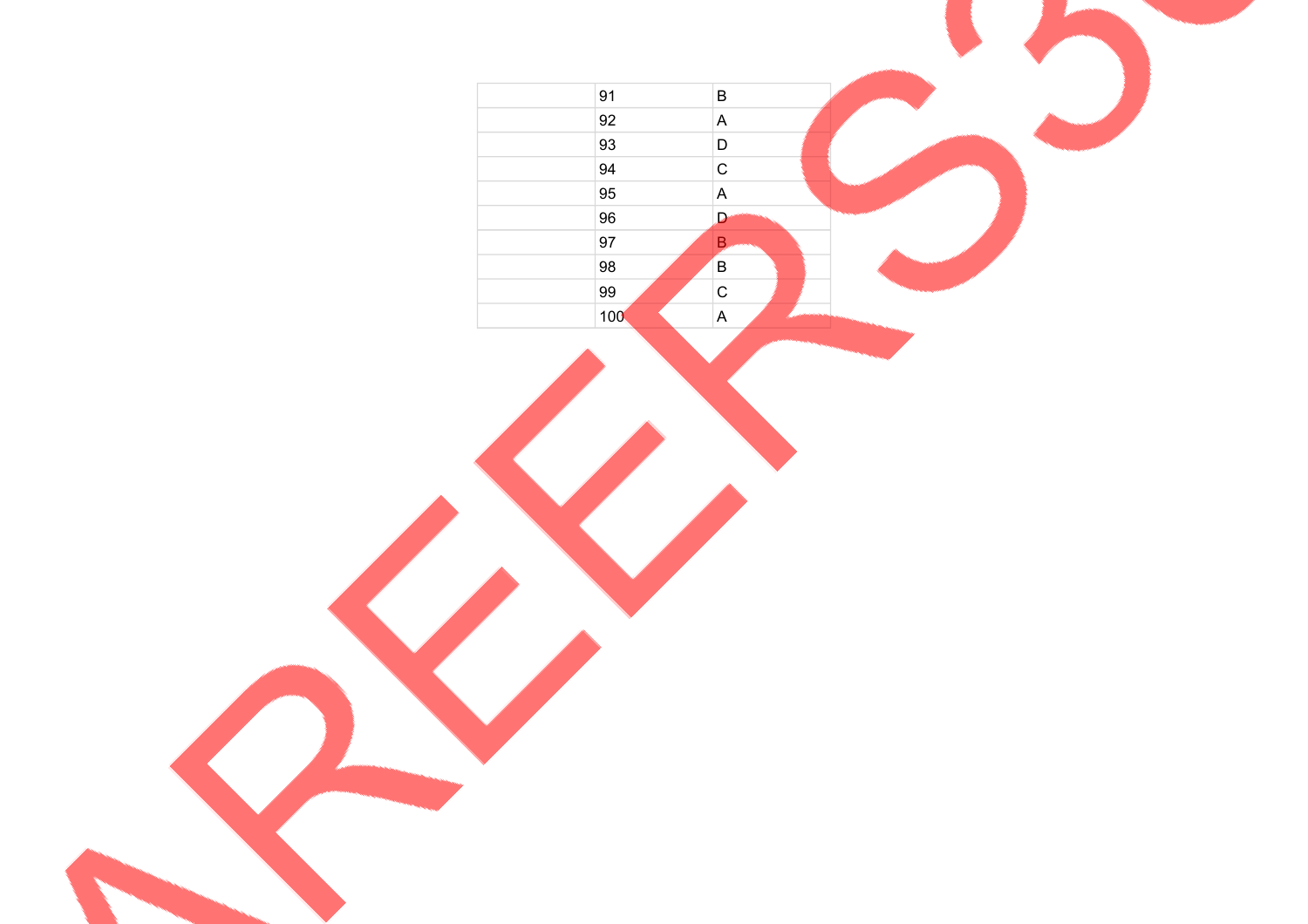| | | |
|---|---|---|
| | 91 | B |
| | 92 | A |
| | 93 | D |
| | 94 | C |
| | 95 | A |
| | 96 | D |
| | 97 | B |
| | 98 | B |
| | 99 | C |
| | 100 | A |